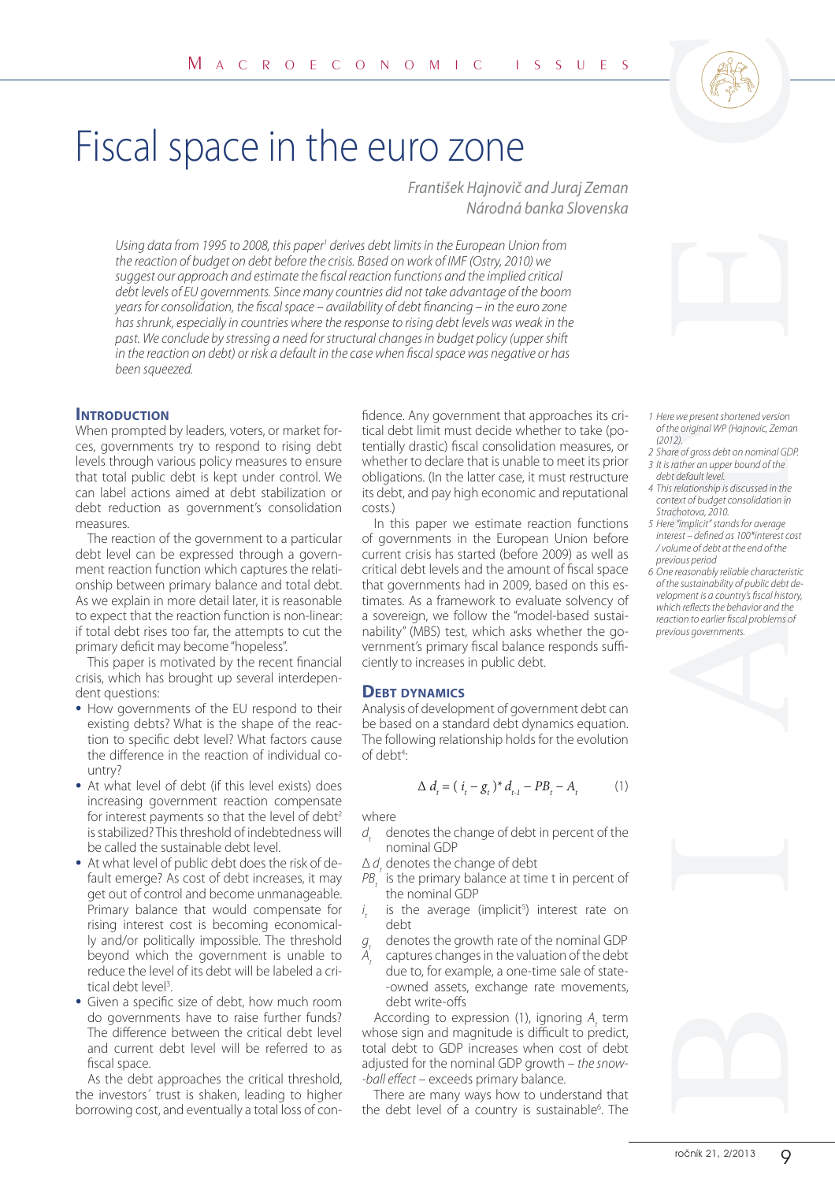# Fiscal space in the euro zone

*František Hajnovič and Juraj Zeman*
*Národná banka Slovenska*

*Using data from 1995 to 2008, this paper[1] derives debt limits in the European Union from the reaction of budget on debt before the crisis. Based on work of IMF (Ostry, 2010) we suggest our approach and estimate the fiscal reaction functions and the implied critical debt levels of EU governments. Since many countries did not take advantage of the boom years for consolidation, the fiscal space – availability of debt financing – in the euro zone has shrunk, especially in countries where the response to rising debt levels was weak in the past. We conclude by stressing a need for structural changes in budget policy (upper shift in the reaction on debt) or risk a default in the case when fiscal space was negative or has been squeezed.*

## Introduction

When prompted by leaders, voters, or market forces, governments try to respond to rising debt levels through various policy measures to ensure that total public debt is kept under control. We can label actions aimed at debt stabilization or debt reduction as government's consolidation measures.

The reaction of the government to a particular debt level can be expressed through a government reaction function which captures the relationship between primary balance and total debt. As we explain in more detail later, it is reasonable to expect that the reaction function is non-linear: if total debt rises too far, the attempts to cut the primary deficit may become "hopeless".

This paper is motivated by the recent financial crisis, which has brought up several interdependent questions:

- How governments of the EU respond to their existing debts? What is the shape of the reaction to specific debt level? What factors cause the difference in the reaction of individual country?
- At what level of debt (if this level exists) does increasing government reaction compensate for interest payments so that the level of debt[2] is stabilized? This threshold of indebtedness will be called the sustainable debt level.
- At what level of public debt does the risk of default emerge? As cost of debt increases, it may get out of control and become unmanageable. Primary balance that would compensate for rising interest cost is becoming economically and/or politically impossible. The threshold beyond which the government is unable to reduce the level of its debt will be labeled a critical debt level[3].
- Given a specific size of debt, how much room do governments have to raise further funds? The difference between the critical debt level and current debt level will be referred to as fiscal space.

As the debt approaches the critical threshold, the investors´ trust is shaken, leading to higher borrowing cost, and eventually a total loss of confidence. Any government that approaches its critical debt limit must decide whether to take (potentially drastic) fiscal consolidation measures, or whether to declare that is unable to meet its prior obligations. (In the latter case, it must restructure its debt, and pay high economic and reputational costs.)

In this paper we estimate reaction functions of governments in the European Union before current crisis has started (before 2009) as well as critical debt levels and the amount of fiscal space that governments had in 2009, based on this estimates. As a framework to evaluate solvency of a sovereign, we follow the "model-based sustainability" (MBS) test, which asks whether the government's primary fiscal balance responds sufficiently to increases in public debt.

## Debt dynamics

Analysis of development of government debt can be based on a standard debt dynamics equation. The following relationship holds for the evolution of debt[4]:

$$\Delta d_t = (i_t - g_t) * d_{t-1} - PB_t - A_t \qquad (1)$$

where

- $d_t$ denotes the change of debt in percent of the nominal GDP
- $\Delta d_t$ denotes the change of debt
- $PB_t$ is the primary balance at time t in percent of the nominal GDP
- $i_t$ is the average (implicit[5]) interest rate on debt
- $g_t$ denotes the growth rate of the nominal GDP
- $A_t$ captures changes in the valuation of the debt due to, for example, a one-time sale of state-owned assets, exchange rate movements, debt write-offs

According to expression (1), ignoring $A_t$ term whose sign and magnitude is difficult to predict, total debt to GDP increases when cost of debt adjusted for the nominal GDP growth – *the snowball effect* – exceeds primary balance.

There are many ways how to understand that the debt level of a country is sustainable[6]. The

---

1 *Here we present shortened version of the original WP (Hajnovic, Zeman (2012).*

2 *Share of gross debt on nominal GDP.*

3 *It is rather an upper bound of the debt default level.*

4 *This relationship is discussed in the context of budget consolidation in Strachotova, 2010.*

5 *Here "implicit" stands for average interest – defined as 100*interest cost / volume of debt at the end of the previous period*

6 *One reasonably reliable characteristic of the sustainability of public debt development is a country's fiscal history, which reflects the behavior and the reaction to earlier fiscal problems of previous governments.*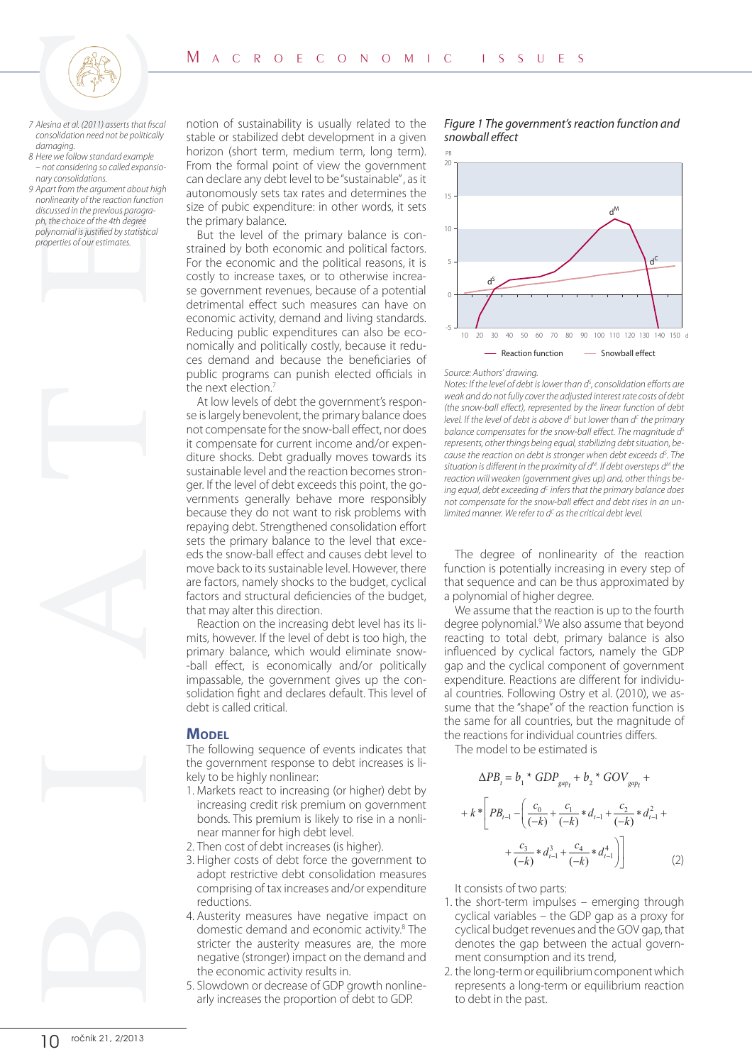notion of sustainability is usually related to the stable or stabilized debt development in a given horizon (short term, medium term, long term). From the formal point of view the government can declare any debt level to be "sustainable", as it autonomously sets tax rates and determines the size of pubic expenditure: in other words, it sets the primary balance.

But the level of the primary balance is constrained by both economic and political factors. For the economic and the political reasons, it is costly to increase taxes, or to otherwise increase government revenues, because of a potential detrimental effect such measures can have on economic activity, demand and living standards. Reducing public expenditures can also be economically and politically costly, because it reduces demand and because the beneficiaries of public programs can punish elected officials in the next election.[7]

At low levels of debt the government's response is largely benevolent, the primary balance does not compensate for the snow-ball effect, nor does it compensate for current income and/or expenditure shocks. Debt gradually moves towards its sustainable level and the reaction becomes stronger. If the level of debt exceeds this point, the governments generally behave more responsibly because they do not want to risk problems with repaying debt. Strengthened consolidation effort sets the primary balance to the level that exceeds the snow-ball effect and causes debt level to move back to its sustainable level. However, there are factors, namely shocks to the budget, cyclical factors and structural deficiencies of the budget, that may alter this direction.

Reaction on the increasing debt level has its limits, however. If the level of debt is too high, the primary balance, which would eliminate snow-ball effect, is economically and/or politically impassable, the government gives up the consolidation fight and declares default. This level of debt is called critical.

## Model

The following sequence of events indicates that the government response to debt increases is likely to be highly nonlinear:

1. Markets react to increasing (or higher) debt by increasing credit risk premium on government bonds. This premium is likely to rise in a nonlinear manner for high debt level.
2. Then cost of debt increases (is higher).
3. Higher costs of debt force the government to adopt restrictive debt consolidation measures comprising of tax increases and/or expenditure reductions.
4. Austerity measures have negative impact on domestic demand and economic activity.[8] The stricter the austerity measures are, the more negative (stronger) impact on the demand and the economic activity results in.
5. Slowdown or decrease of GDP growth nonlinearly increases the proportion of debt to GDP.

*Figure 1 The government's reaction function and snowball effect*

Source: Authors' drawing.

*Notes: If the level of debt is lower than $d^S$, consolidation efforts are weak and do not fully cover the adjusted interest rate costs of debt (the snow-ball effect), represented by the linear function of debt level. If the level of debt is above $d^S$ but lower than $d^C$ the primary balance compensates for the snow-ball effect. The magnitude $d^S$ represents, other things being equal, stabilizing debt situation, because the reaction on debt is stronger when debt exceeds $d^S$. The situation is different in the proximity of $d^M$. If debt oversteps $d^M$ the reaction will weaken (government gives up) and, other things being equal, debt exceeding $d^C$ infers that the primary balance does not compensate for the snow-ball effect and debt rises in an unlimited manner. We refer to $d^C$ as the critical debt level.*

The degree of nonlinearity of the reaction function is potentially increasing in every step of that sequence and can be thus approximated by a polynomial of higher degree.

We assume that the reaction is up to the fourth degree polynomial.[9] We also assume that beyond reacting to total debt, primary balance is also influenced by cyclical factors, namely the GDP gap and the cyclical component of government expenditure. Reactions are different for individual countries. Following Ostry et al. (2010), we assume that the "shape" of the reaction function is the same for all countries, but the magnitude of the reactions for individual countries differs.

The model to be estimated is

$$\Delta PB_t = b_1 * GDP_{gap_t} + b_2 * GOV_{gap_t} + k * \left[ PB_{t-1} - \left( \frac{c_0}{(-k)} + \frac{c_1}{(-k)} * d_{t-1} + \frac{c_2}{(-k)} * d_{t-1}^2 + \frac{c_3}{(-k)} * d_{t-1}^3 + \frac{c_4}{(-k)} * d_{t-1}^4 \right) \right] \qquad (2)$$

It consists of two parts:

1. the short-term impulses – emerging through cyclical variables – the GDP gap as a proxy for cyclical budget revenues and the GOV gap, that denotes the gap between the actual government consumption and its trend,
2. the long-term or equilibrium component which represents a long-term or equilibrium reaction to debt in the past.

---

7 Alesina et al. (2011) asserts that fiscal consolidation need not be politically damaging.

8 Here we follow standard example – not considering so called expansionary consolidations.

9 Apart from the argument about high nonlinearity of the reaction function discussed in the previous paragraph, the choice of the 4th degree polynomial is justified by statistical properties of our estimates.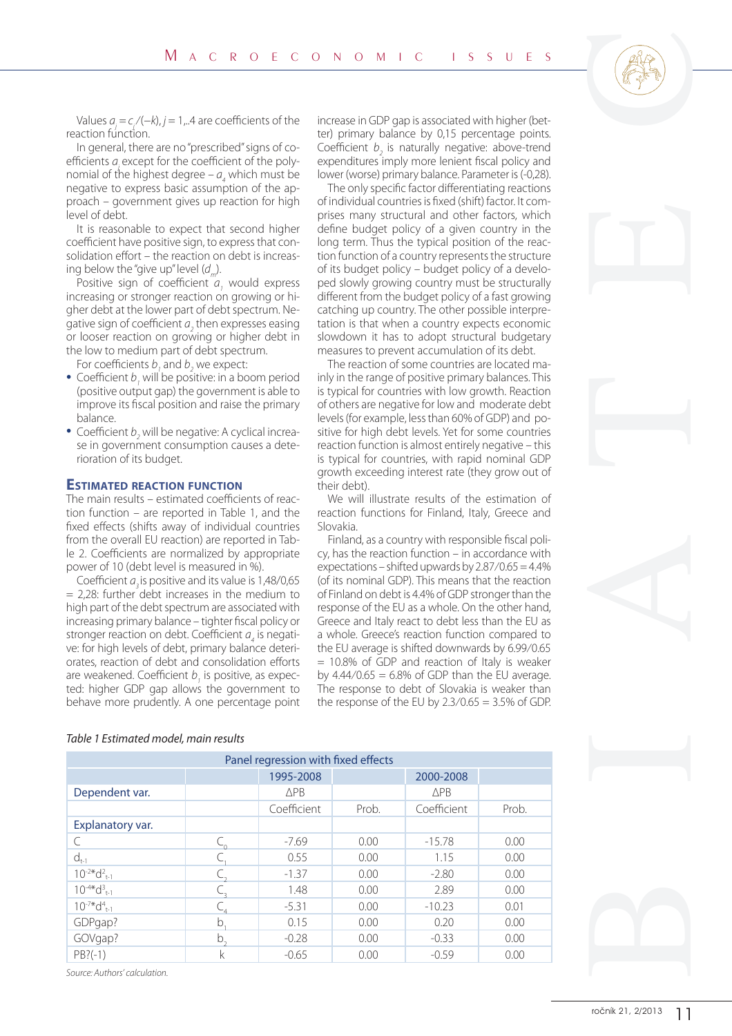Values $a_j = c_j/(-k), j = 1,..4$ are coefficients of the reaction function.

In general, there are no "prescribed" signs of coefficients $a_i$ except for the coefficient of the polynomial of the highest degree – $a_4$ which must be negative to express basic assumption of the approach – government gives up reaction for high level of debt.

It is reasonable to expect that second higher coefficient have positive sign, to express that consolidation effort – the reaction on debt is increasing below the "give up" level ($d_m$).

Positive sign of coefficient $a_1$ would express increasing or stronger reaction on growing or higher debt at the lower part of debt spectrum. Negative sign of coefficient $a_2$ then expresses easing or looser reaction on growing or higher debt in the low to medium part of debt spectrum.

For coefficients $b_1$ and $b_2$ we expect:

- Coefficient $b_1$ will be positive: in a boom period (positive output gap) the government is able to improve its fiscal position and raise the primary balance.
- Coefficient $b_2$ will be negative: A cyclical increase in government consumption causes a deterioration of its budget.

## Estimated reaction function

The main results – estimated coefficients of reaction function – are reported in Table 1, and the fixed effects (shifts away of individual countries from the overall EU reaction) are reported in Table 2. Coefficients are normalized by appropriate power of 10 (debt level is measured in %).

Coefficient $a_3$ is positive and its value is 1,48/0,65 = 2,28: further debt increases in the medium to high part of the debt spectrum are associated with increasing primary balance – tighter fiscal policy or stronger reaction on debt. Coefficient $a_4$ is negative: for high levels of debt, primary balance deteriorates, reaction of debt and consolidation efforts are weakened. Coefficient $b_1$ is positive, as expected: higher GDP gap allows the government to behave more prudently. A one percentage point increase in GDP gap is associated with higher (better) primary balance by 0,15 percentage points. Coefficient $b_2$ is naturally negative: above-trend expenditures imply more lenient fiscal policy and lower (worse) primary balance. Parameter is (-0,28).

The only specific factor differentiating reactions of individual countries is fixed (shift) factor. It comprises many structural and other factors, which define budget policy of a given country in the long term. Thus the typical position of the reaction function of a country represents the structure of its budget policy – budget policy of a developed slowly growing country must be structurally different from the budget policy of a fast growing catching up country. The other possible interpretation is that when a country expects economic slowdown it has to adopt structural budgetary measures to prevent accumulation of its debt.

The reaction of some countries are located mainly in the range of positive primary balances. This is typical for countries with low growth. Reaction of others are negative for low and moderate debt levels (for example, less than 60% of GDP) and positive for high debt levels. Yet for some countries reaction function is almost entirely negative – this is typical for countries, with rapid nominal GDP growth exceeding interest rate (they grow out of their debt).

We will illustrate results of the estimation of reaction functions for Finland, Italy, Greece and Slovakia.

Finland, as a country with responsible fiscal policy, has the reaction function – in accordance with expectations – shifted upwards by 2.87/0.65 = 4.4% (of its nominal GDP). This means that the reaction of Finland on debt is 4.4% of GDP stronger than the response of the EU as a whole. On the other hand, Greece and Italy react to debt less than the EU as a whole. Greece's reaction function compared to the EU average is shifted downwards by 6.99/0.65 = 10.8% of GDP and reaction of Italy is weaker by 4.44/0.65 = 6.8% of GDP than the EU average. The response to debt of Slovakia is weaker than the response of the EU by 2.3/0.65 = 3.5% of GDP.

*Table 1 Estimated model, main results*

| Panel regression with fixed effects | | | | | |
|---|---|---|---|---|---|
| | | 1995-2008 | | 2000-2008 | |
| Dependent var. | | ΔPB | | ΔPB | |
| | | Coefficient | Prob. | Coefficient | Prob. |
| Explanatory var. | | | | | |
| C | $C_0$ | -7.69 | 0.00 | -15.78 | 0.00 |
| $d_{t-1}$ | $C_1$ | 0.55 | 0.00 | 1.15 | 0.00 |
| $10^{-2}*d^2_{t-1}$ | $C_2$ | -1.37 | 0.00 | -2.80 | 0.00 |
| $10^{-4}*d^3_{t-1}$ | $C_3$ | 1.48 | 0.00 | 2.89 | 0.00 |
| $10^{-7}*d^4_{t-1}$ | $C_4$ | -5.31 | 0.00 | -10.23 | 0.01 |
| GDPgap? | $b_1$ | 0.15 | 0.00 | 0.20 | 0.00 |
| GOVgap? | $b_2$ | -0.28 | 0.00 | -0.33 | 0.00 |
| PB?(-1) | k | -0.65 | 0.00 | -0.59 | 0.00 |

*Source: Authors' calculation.*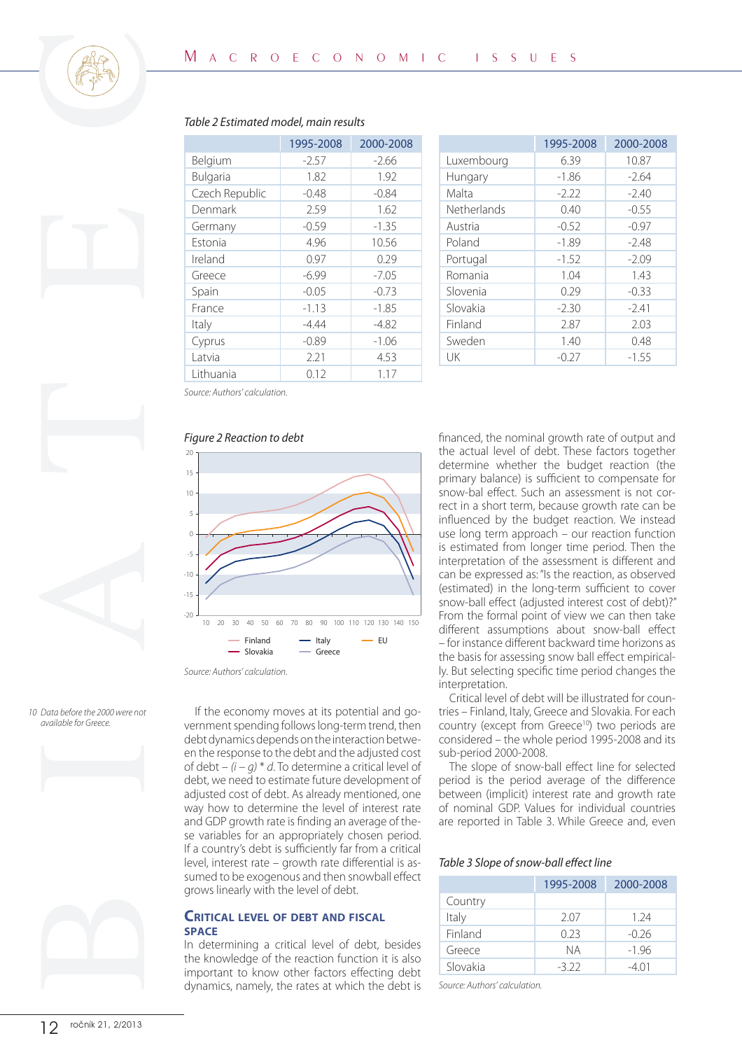*Table 2 Estimated model, main results*

|  | 1995-2008 | 2000-2008 |
|---|---|---|
| Belgium | -2.57 | -2.66 |
| Bulgaria | 1.82 | 1.92 |
| Czech Republic | -0.48 | -0.84 |
| Denmark | 2.59 | 1.62 |
| Germany | -0.59 | -1.35 |
| Estonia | 4.96 | 10.56 |
| Ireland | 0.97 | 0.29 |
| Greece | -6.99 | -7.05 |
| Spain | -0.05 | -0.73 |
| France | -1.13 | -1.85 |
| Italy | -4.44 | -4.82 |
| Cyprus | -0.89 | -1.06 |
| Latvia | 2.21 | 4.53 |
| Lithuania | 0.12 | 1.17 |
| Luxembourg | 6.39 | 10.87 |
| Hungary | -1.86 | -2.64 |
| Malta | -2.22 | -2.40 |
| Netherlands | 0.40 | -0.55 |
| Austria | -0.52 | -0.97 |
| Poland | -1.89 | -2.48 |
| Portugal | -1.52 | -2.09 |
| Romania | 1.04 | 1.43 |
| Slovenia | 0.29 | -0.33 |
| Slovakia | -2.30 | -2.41 |
| Finland | 2.87 | 2.03 |
| Sweden | 1.40 | 0.48 |
| UK | -0.27 | -1.55 |

*Source: Authors' calculation.*

*Figure 2 Reaction to debt*

*Source: Authors' calculation.*

If the economy moves at its potential and government spending follows long-term trend, then debt dynamics depends on the interaction between the response to the debt and the adjusted cost of debt – $(i - g) * d$. To determine a critical level of debt, we need to estimate future development of adjusted cost of debt. As already mentioned, one way how to determine the level of interest rate and GDP growth rate is finding an average of these variables for an appropriately chosen period. If a country's debt is sufficiently far from a critical level, interest rate – growth rate differential is assumed to be exogenous and then snowball effect grows linearly with the level of debt.

## Critical level of debt and fiscal space

In determining a critical level of debt, besides the knowledge of the reaction function it is also important to know other factors effecting debt dynamics, namely, the rates at which the debt is financed, the nominal growth rate of output and the actual level of debt. These factors together determine whether the budget reaction (the primary balance) is sufficient to compensate for snow-bal effect. Such an assessment is not correct in a short term, because growth rate can be influenced by the budget reaction. We instead use long term approach – our reaction function is estimated from longer time period. Then the interpretation of the assessment is different and can be expressed as: "Is the reaction, as observed (estimated) in the long-term sufficient to cover snow-ball effect (adjusted interest cost of debt)?" From the formal point of view we can then take different assumptions about snow-ball effect – for instance different backward time horizons as the basis for assessing snow ball effect empirically. But selecting specific time period changes the interpretation.

Critical level of debt will be illustrated for countries – Finland, Italy, Greece and Slovakia. For each country (except from Greece[10]) two periods are considered – the whole period 1995-2008 and its sub-period 2000-2008.

The slope of snow-ball effect line for selected period is the period average of the difference between (implicit) interest rate and growth rate of nominal GDP. Values for individual countries are reported in Table 3. While Greece and, even

*Table 3 Slope of snow-ball effect line*

|  | 1995-2008 | 2000-2008 |
|---|---|---|
| Country |  |  |
| Italy | 2.07 | 1.24 |
| Finland | 0.23 | -0.26 |
| Greece | NA | -1.96 |
| Slovakia | -3.22 | -4.01 |

*Source: Authors' calculation.*

[10] *Data before the 2000 were not available for Greece.*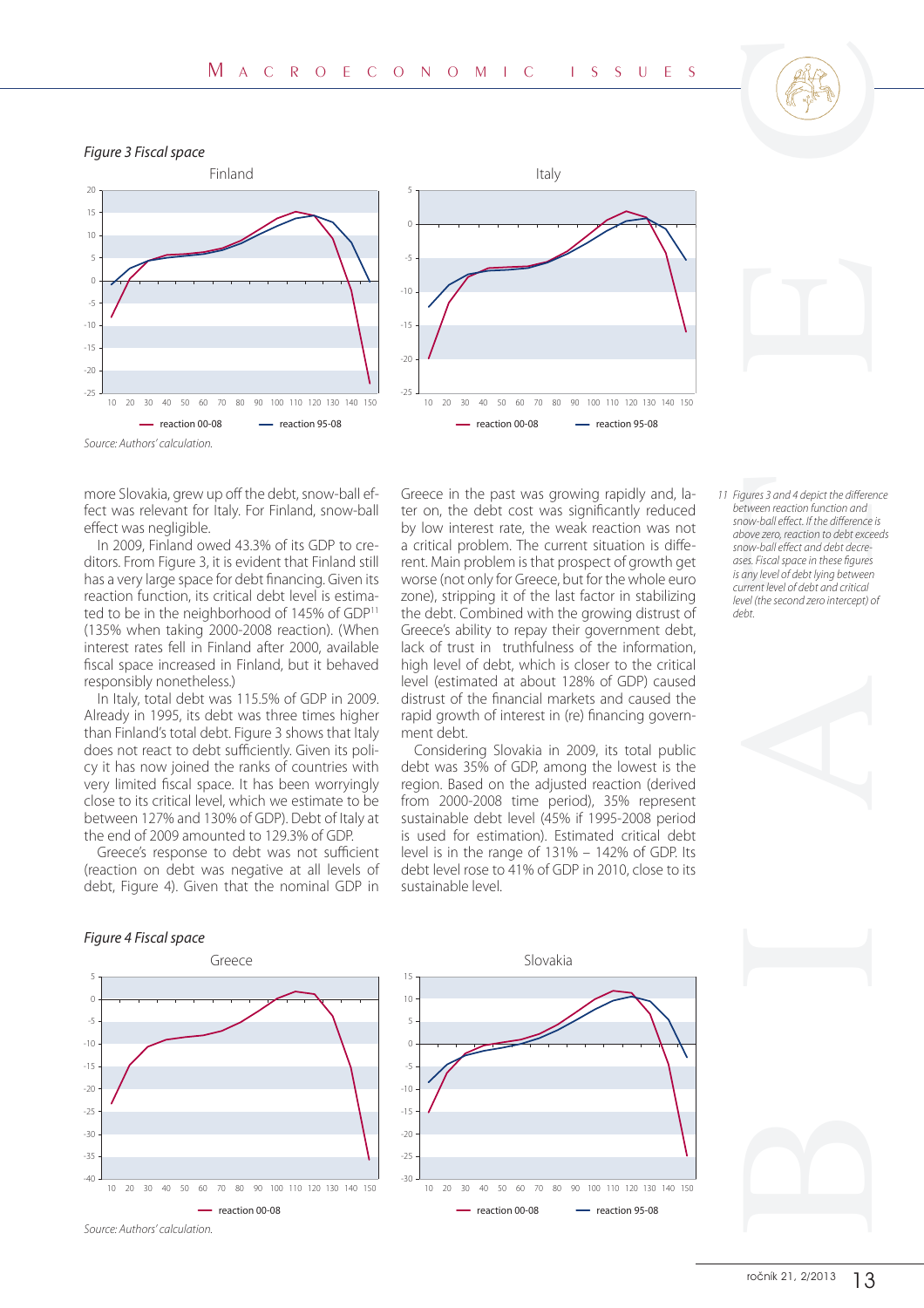*Figure 3 Fiscal space*

Source: Authors' calculation.

more Slovakia, grew up off the debt, snow-ball effect was relevant for Italy. For Finland, snow-ball effect was negligible.

In 2009, Finland owed 43.3% of its GDP to creditors. From Figure 3, it is evident that Finland still has a very large space for debt financing. Given its reaction function, its critical debt level is estimated to be in the neighborhood of 145% of GDP[11] (135% when taking 2000-2008 reaction). (When interest rates fell in Finland after 2000, available fiscal space increased in Finland, but it behaved responsibly nonetheless.)

In Italy, total debt was 115.5% of GDP in 2009. Already in 1995, its debt was three times higher than Finland's total debt. Figure 3 shows that Italy does not react to debt sufficiently. Given its policy it has now joined the ranks of countries with very limited fiscal space. It has been worryingly close to its critical level, which we estimate to be between 127% and 130% of GDP). Debt of Italy at the end of 2009 amounted to 129.3% of GDP.

Greece's response to debt was not sufficient (reaction on debt was negative at all levels of debt, Figure 4). Given that the nominal GDP in Greece in the past was growing rapidly and, later on, the debt cost was significantly reduced by low interest rate, the weak reaction was not a critical problem. The current situation is different. Main problem is that prospect of growth get worse (not only for Greece, but for the whole euro zone), stripping it of the last factor in stabilizing the debt. Combined with the growing distrust of Greece's ability to repay their government debt, lack of trust in truthfulness of the information, high level of debt, which is closer to the critical level (estimated at about 128% of GDP) caused distrust of the financial markets and caused the rapid growth of interest in (re) financing government debt.

Considering Slovakia in 2009, its total public debt was 35% of GDP, among the lowest is the region. Based on the adjusted reaction (derived from 2000-2008 time period), 35% represent sustainable debt level (45% if 1995-2008 period is used for estimation). Estimated critical debt level is in the range of 131% – 142% of GDP. Its debt level rose to 41% of GDP in 2010, close to its sustainable level.

11 *Figures 3 and 4 depict the difference between reaction function and snow-ball effect. If the difference is above zero, reaction to debt exceeds snow-ball effect and debt decreases. Fiscal space in these figures is any level of debt lying between current level of debt and critical level (the second zero intercept) of debt.*

*Figure 4 Fiscal space*

Source: Authors' calculation.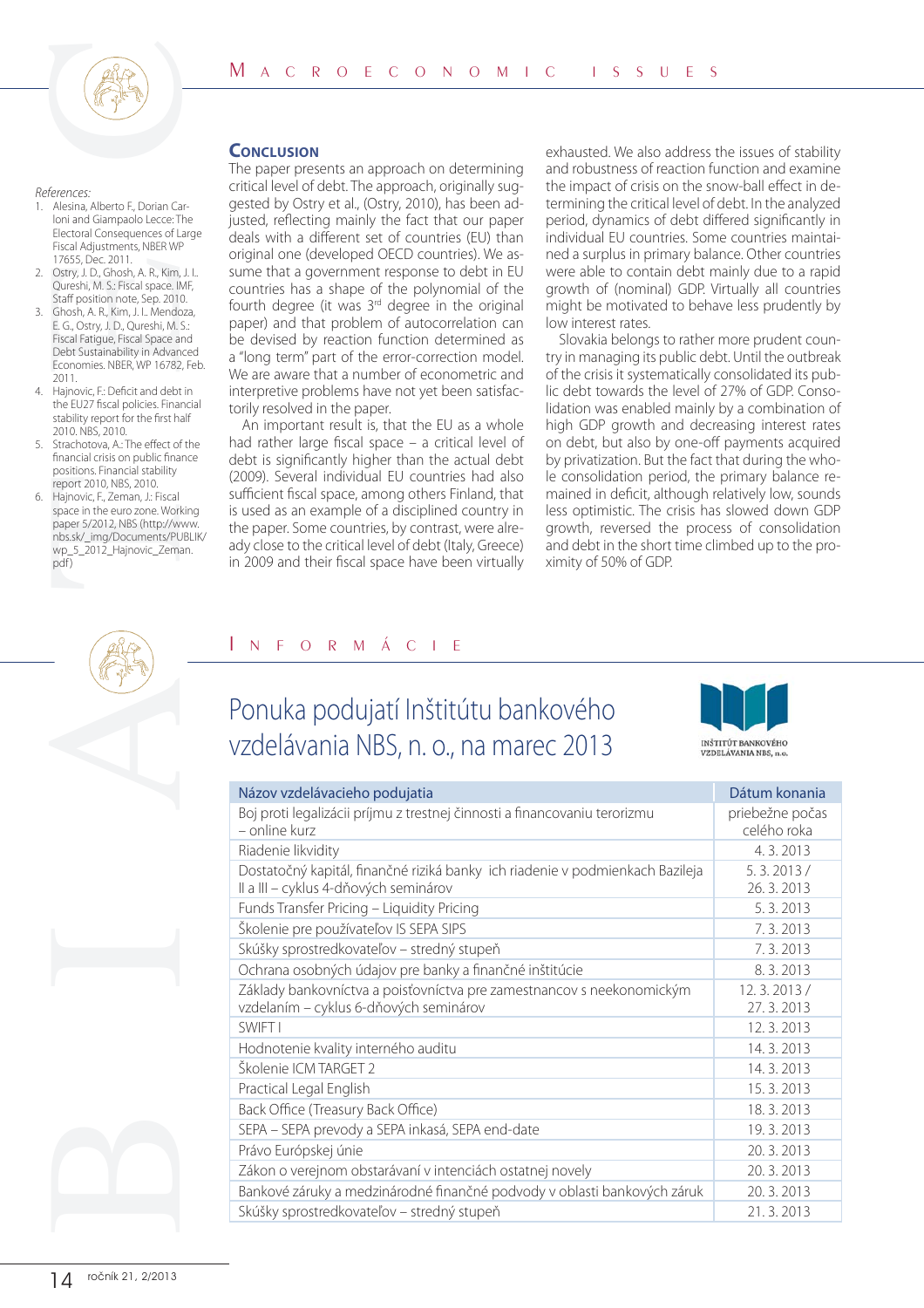## Conclusion

The paper presents an approach on determining critical level of debt. The approach, originally suggested by Ostry et al., (Ostry, 2010), has been adjusted, reflecting mainly the fact that our paper deals with a different set of countries (EU) than original one (developed OECD countries). We assume that a government response to debt in EU countries has a shape of the polynomial of the fourth degree (it was 3rd degree in the original paper) and that problem of autocorrelation can be devised by reaction function determined as a "long term" part of the error-correction model. We are aware that a number of econometric and interpretive problems have not yet been satisfactorily resolved in the paper.

An important result is, that the EU as a whole had rather large fiscal space – a critical level of debt is significantly higher than the actual debt (2009). Several individual EU countries had also sufficient fiscal space, among others Finland, that is used as an example of a disciplined country in the paper. Some countries, by contrast, were already close to the critical level of debt (Italy, Greece) in 2009 and their fiscal space have been virtually exhausted. We also address the issues of stability and robustness of reaction function and examine the impact of crisis on the snow-ball effect in determining the critical level of debt. In the analyzed period, dynamics of debt differed significantly in individual EU countries. Some countries maintained a surplus in primary balance. Other countries were able to contain debt mainly due to a rapid growth of (nominal) GDP. Virtually all countries might be motivated to behave less prudently by low interest rates.

Slovakia belongs to rather more prudent country in managing its public debt. Until the outbreak of the crisis it systematically consolidated its public debt towards the level of 27% of GDP. Consolidation was enabled mainly by a combination of high GDP growth and decreasing interest rates on debt, but also by one-off payments acquired by privatization. But the fact that during the whole consolidation period, the primary balance remained in deficit, although relatively low, sounds less optimistic. The crisis has slowed down GDP growth, reversed the process of consolidation and debt in the short time climbed up to the proximity of 50% of GDP.

*References:*

1. Alesina, Alberto F., Dorian Carloni and Giampaolo Lecce: The Electoral Consequences of Large Fiscal Adjustments, NBER WP 17655, Dec. 2011.
2. Ostry, J. D., Ghosh, A. R., Kim, J. I., Qureshi, M. S.: Fiscal space. IMF, Staff position note, Sep. 2010.
3. Ghosh, A. R., Kim, J. I., Mendoza, E. G., Ostry, J. D., Qureshi, M. S.: Fiscal Fatigue, Fiscal Space and Debt Sustainability in Advanced Economies. NBER, WP 16782, Feb. 2011.
4. Hajnovic, F.: Deficit and debt in the EU27 fiscal policies. Financial stability report for the first half 2010. NBS, 2010.
5. Strachotova, A.: The effect of the financial crisis on public finance positions. Financial stability report 2010, NBS, 2010.
6. Hajnovic, F., Zeman, J.: Fiscal space in the euro zone. Working paper 5/2012, NBS (http://www.nbs.sk/_img/Documents/PUBLIK/wp_5_2012_Hajnovic_Zeman.pdf)

# Informácie

## Ponuka podujatí Inštitútu bankového vzdelávania NBS, n. o., na marec 2013

INŠTITÚT BANKOVÉHO VZDELÁVANIA NBS, n.o.

| Názov vzdelávacieho podujatia | Dátum konania |
|---|---|
| Boj proti legalizácii príjmu z trestnej činnosti a financovaniu terorizmu – online kurz | priebežne počas celého roka |
| Riadenie likvidity | 4. 3. 2013 |
| Dostatočný kapitál, finančné riziká banky ich riadenie v podmienkach Bazileja II a III – cyklus 4-dňových seminárov | 5. 3. 2013 / 26. 3. 2013 |
| Funds Transfer Pricing – Liquidity Pricing | 5. 3. 2013 |
| Školenie pre používateľov IS SEPA SIPS | 7. 3. 2013 |
| Skúšky sprostredkovateľov – stredný stupeň | 7. 3. 2013 |
| Ochrana osobných údajov pre banky a finančné inštitúcie | 8. 3. 2013 |
| Základy bankovníctva a poisťovníctva pre zamestnancov s neekonomickým vzdelaním – cyklus 6-dňových seminárov | 12. 3. 2013 / 27. 3. 2013 |
| SWIFT I | 12. 3. 2013 |
| Hodnotenie kvality interného auditu | 14. 3. 2013 |
| Školenie ICM TARGET 2 | 14. 3. 2013 |
| Practical Legal English | 15. 3. 2013 |
| Back Office (Treasury Back Office) | 18. 3. 2013 |
| SEPA – SEPA prevody a SEPA inkasá, SEPA end-date | 19. 3. 2013 |
| Právo Európskej únie | 20. 3. 2013 |
| Zákon o verejnom obstarávaní v intenciách ostatnej novely | 20. 3. 2013 |
| Bankové záruky a medzinárodné finančné podvody v oblasti bankových záruk | 20. 3. 2013 |
| Skúšky sprostredkovateľov – stredný stupeň | 21. 3. 2013 |